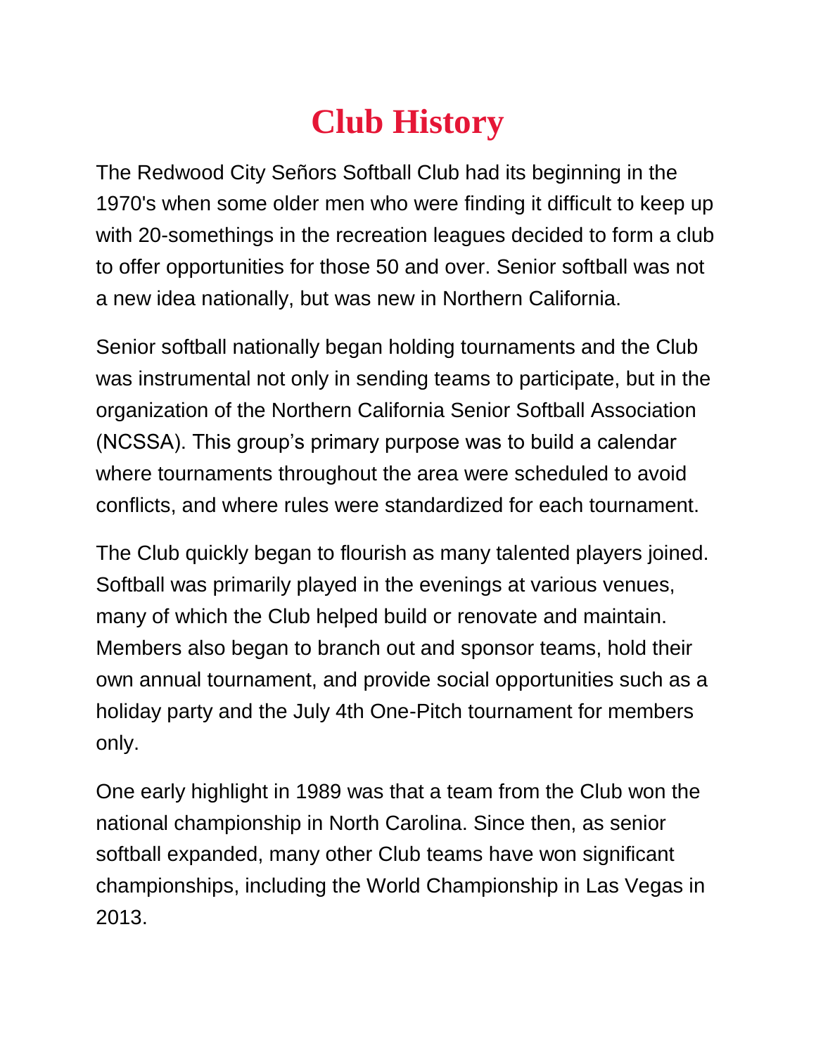# Club History

The Redwood City Señors Softball Club had its beginning in the 1970's when some older men who were finding it difficult to keep up with 20-somethings in the recreation leagues decided to form a club to offer opportunities for those 50 and over. Senior softball was not a new idea nationally, but was new in Northern California.

Senior softball nationally began holding tournaments and the Club was instrumental not only in sending teams to participate, but in the organization of the Northern California Senior Softball Association (NCSSA). This group's primary purpose was to build a calendar where tournaments throughout the area were scheduled to avoid conflicts, and where rules were standardized for each tournament.

The Club quickly began to flourish as many talented players joined. Softball was primarily played in the evenings at various venues, many of which the Club helped build or renovate and maintain. Members also began to branch out and sponsor teams, hold their own annual tournament, and provide social opportunities such as a holiday party and the July 4th One-Pitch tournament for members only.

One early highlight in 1989 was that a team from the Club won the national championship in North Carolina. Since then, as senior softball expanded, many other Club teams have won significant championships, including the World Championship in Las Vegas in 2013.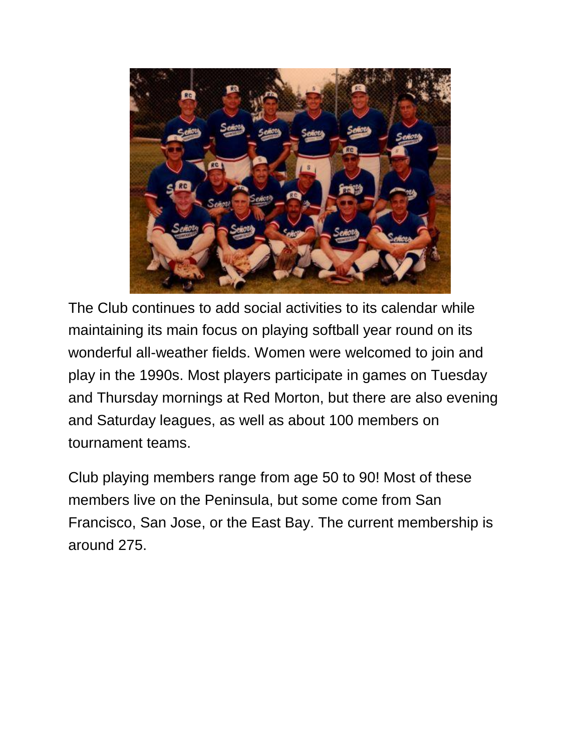The Club continues to add social activities to its calendar while maintaining its main focus on playing softball year round on its wonderful all-weather fields. Women were welcomed to join and play in the 1990s. Most players participate in games on Tuesday and Thursday mornings at Red Morton, but there are also evening and Saturday leagues, as well as about 100 members on tournament teams.

Club playing members range from age 50 to 90! Most of these members live on the Peninsula, but some come from San Francisco, San Jose, or the East Bay. The current membership is around 275.